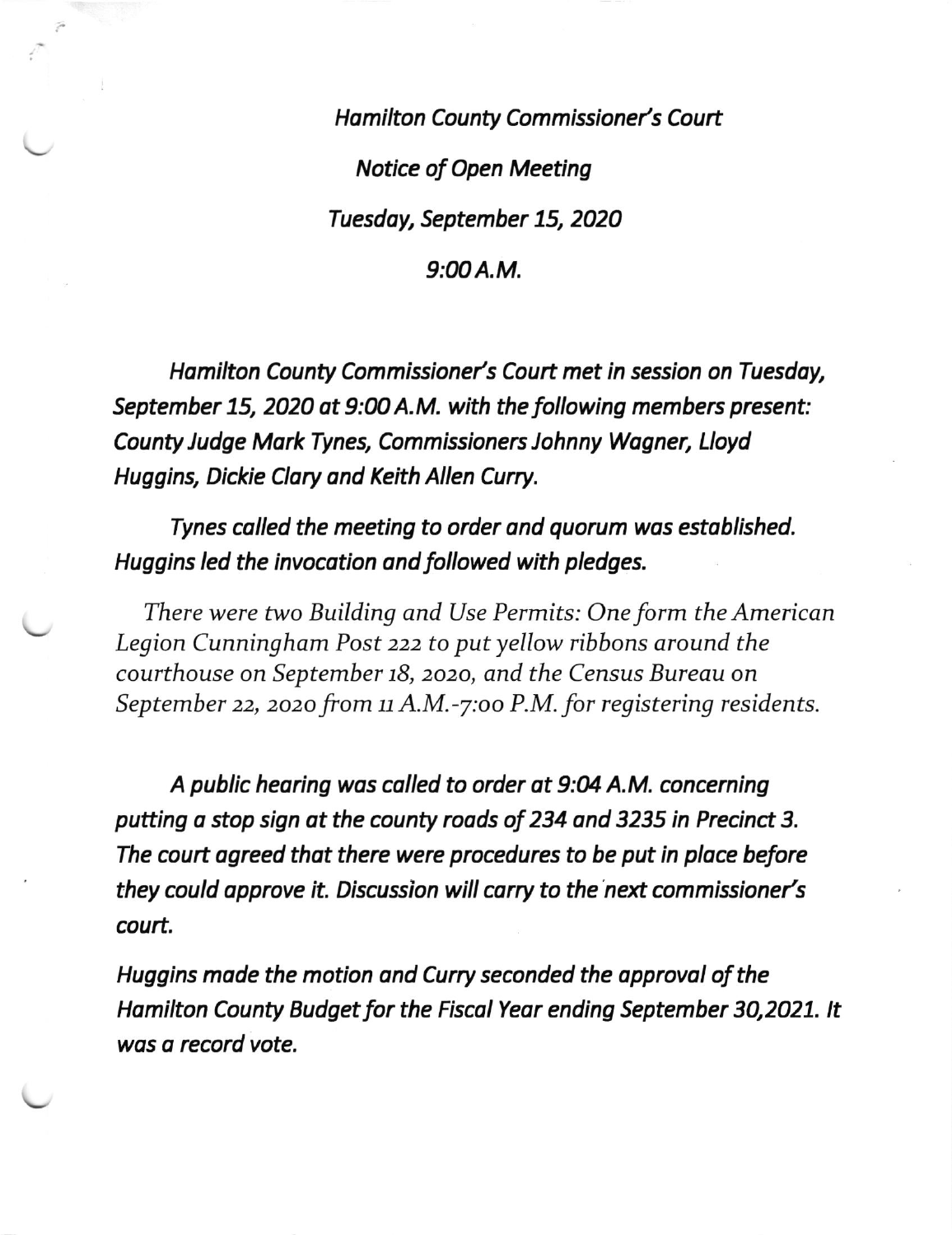*Hamilton County Commissioner's Court*

*Notice of Open Meeting*

*Tuesday, September 15, 2020*

*9:00 A.M.*

*Hamilton County Commissioner's Court met in session on Tuesday, September 15, 2020 at 9:00 A.M. with the following members present: County Judge Mark Tynes, Commissioners Johnny Wagner, Lloyd Huggins, Dickie Clary and Keith Allen Curry.*

*Tynes called the meeting to order and quorum was established. Huggins led the invocation and followed with pledges.*

*There were two Building and Use Permits: One form the American Legion Cunningham Post 222 to put yellow ribbons around the courthouse on September 18, 2020, and the Census Bureau on September 22, 2020 from 11 A.M.-7:00 P.M. for registering residents.*

*A public hearing was called to order at 9:04 A.M. concerning putting a stop sign at the county roads of 234 and 3235 in Precinct 3. The court agreed that there were procedures to be put in place before they could approve it. Discussion will carry to the next commissioner's court.*

*Huggins made the motion and Curry seconded the approval of the Hamilton County Budget for the Fiscal Year ending September 30,2021. It was a record vote.*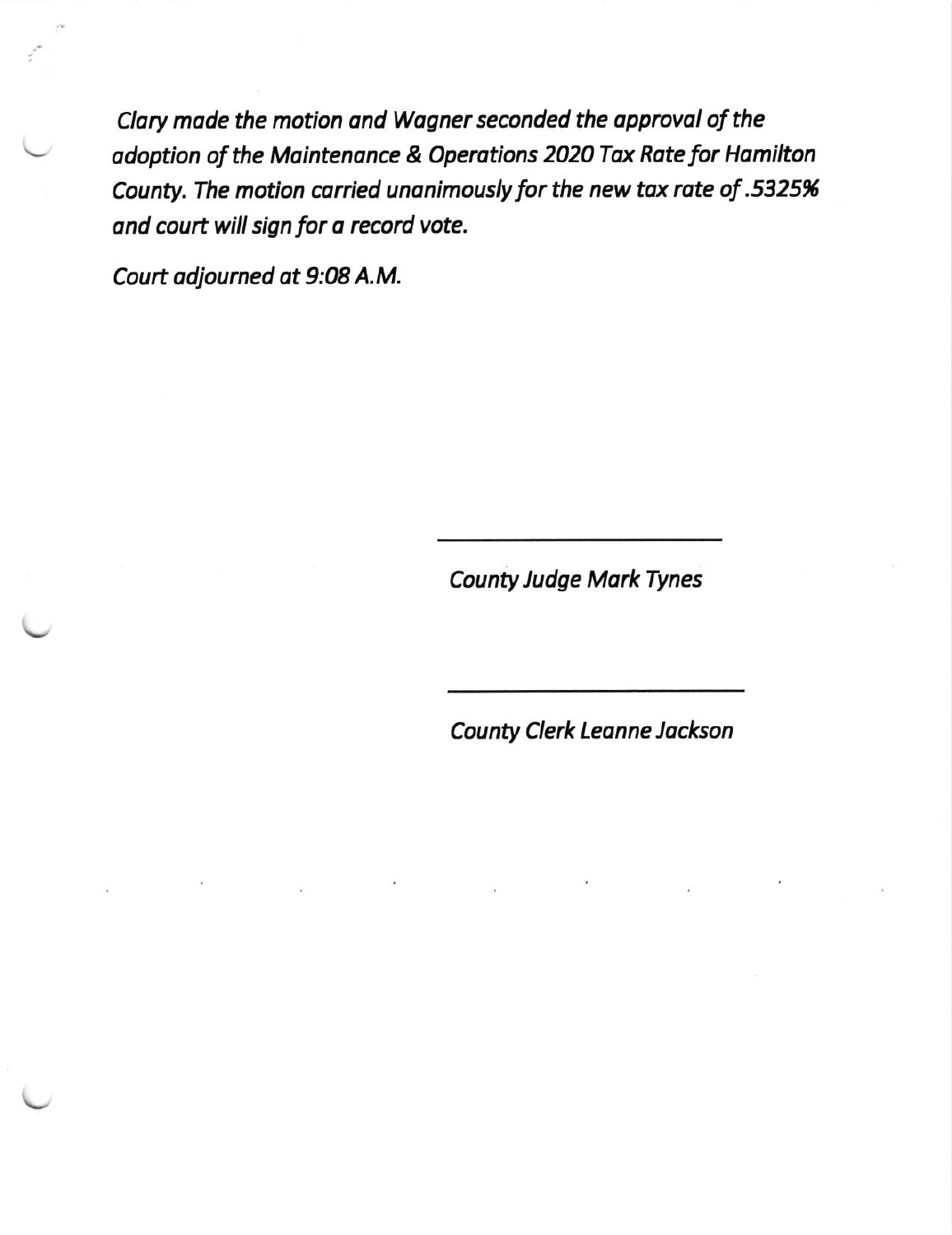*Clary made the motion and Wagner seconded the approval of the adoption of the Maintenance & Operations 2020 Tax Rate for Hamilton County. The motion carried unanimously for the new tax rate of .5325% and court will sign for a record vote.*

*Court adjourned at 9:08 A.M.*

______________________

*County Judge Mark Tynes*

______________________

*County Clerk Leanne Jackson*